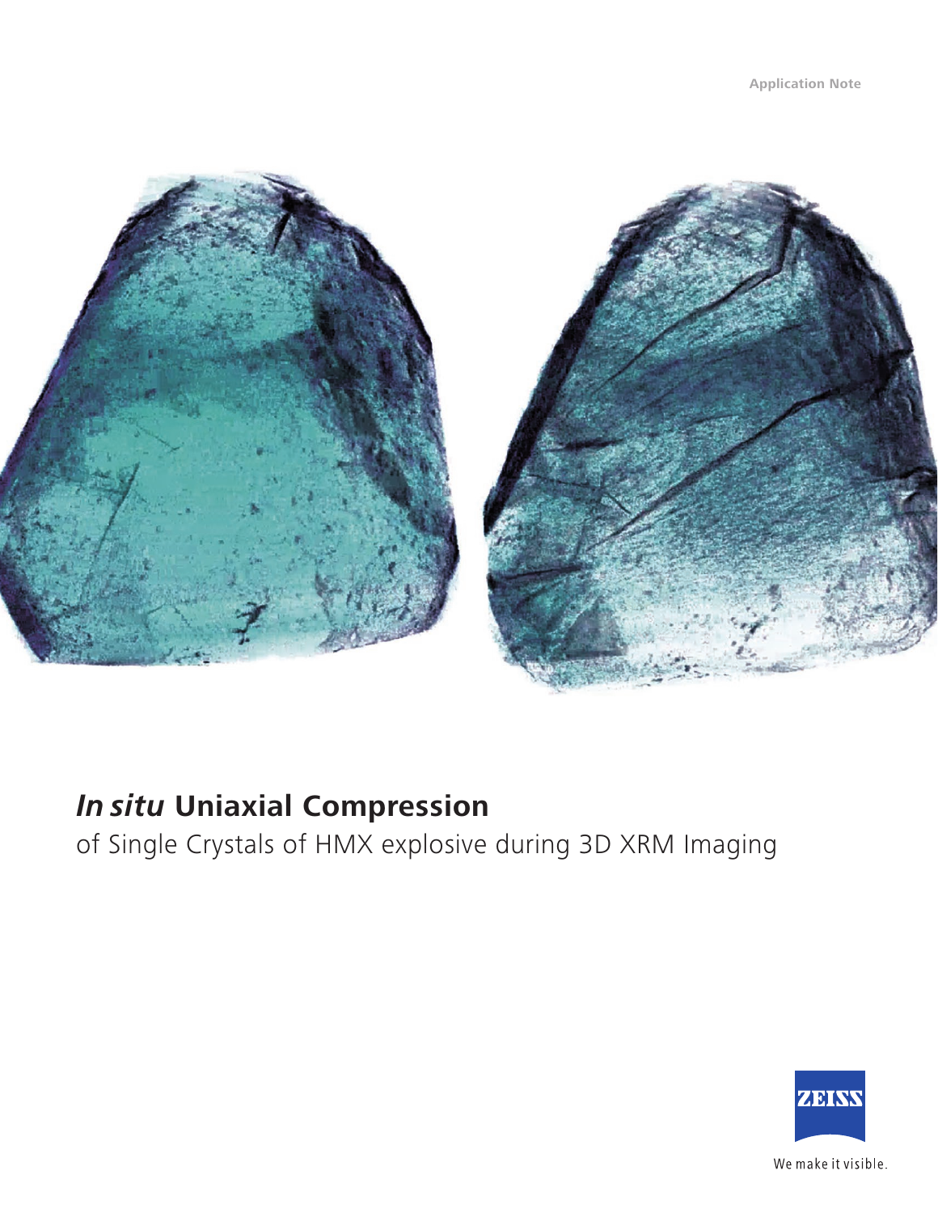Application Note

# *In situ* Uniaxial Compression

of Single Crystals of HMX explosive during 3D XRM Imaging

We make it visible.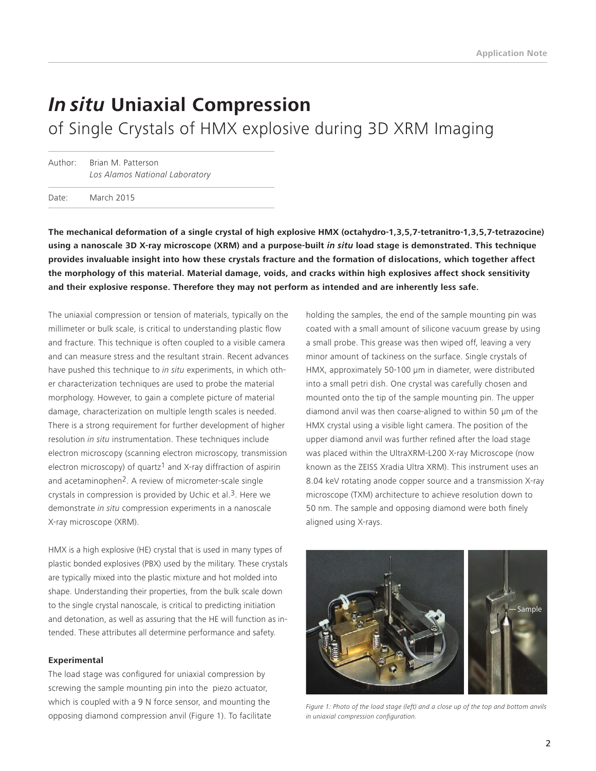Application Note

# *In situ* Uniaxial Compression

## of Single Crystals of HMX explosive during 3D XRM Imaging

Author: Brian M. Patterson
*Los Alamos National Laboratory*

Date: March 2015

**The mechanical deformation of a single crystal of high explosive HMX (octahydro-1,3,5,7-tetranitro-1,3,5,7-tetrazocine) using a nanoscale 3D X-ray microscope (XRM) and a purpose-built *in situ* load stage is demonstrated. This technique provides invaluable insight into how these crystals fracture and the formation of dislocations, which together affect the morphology of this material. Material damage, voids, and cracks within high explosives affect shock sensitivity and their explosive response. Therefore they may not perform as intended and are inherently less safe.**

The uniaxial compression or tension of materials, typically on the millimeter or bulk scale, is critical to understanding plastic flow and fracture. This technique is often coupled to a visible camera and can measure stress and the resultant strain. Recent advances have pushed this technique to *in situ* experiments, in which other characterization techniques are used to probe the material morphology. However, to gain a complete picture of material damage, characterization on multiple length scales is needed. There is a strong requirement for further development of higher resolution *in situ* instrumentation. These techniques include electron microscopy (scanning electron microscopy, transmission electron microscopy) of quartz[1] and X-ray diffraction of aspirin and acetaminophen[2]. A review of micrometer-scale single crystals in compression is provided by Uchic et al.[3]. Here we demonstrate *in situ* compression experiments in a nanoscale X-ray microscope (XRM).

HMX is a high explosive (HE) crystal that is used in many types of plastic bonded explosives (PBX) used by the military. These crystals are typically mixed into the plastic mixture and hot molded into shape. Understanding their properties, from the bulk scale down to the single crystal nanoscale, is critical to predicting initiation and detonation, as well as assuring that the HE will function as intended. These attributes all determine performance and safety.

### Experimental

The load stage was configured for uniaxial compression by screwing the sample mounting pin into the piezo actuator, which is coupled with a 9 N force sensor, and mounting the opposing diamond compression anvil (Figure 1). To facilitate holding the samples, the end of the sample mounting pin was coated with a small amount of silicone vacuum grease by using a small probe. This grease was then wiped off, leaving a very minor amount of tackiness on the surface. Single crystals of HMX, approximately 50-100 µm in diameter, were distributed into a small petri dish. One crystal was carefully chosen and mounted onto the tip of the sample mounting pin. The upper diamond anvil was then coarse-aligned to within 50 µm of the HMX crystal using a visible light camera. The position of the upper diamond anvil was further refined after the load stage was placed within the UltraXRM-L200 X-ray Microscope (now known as the ZEISS Xradia Ultra XRM). This instrument uses an 8.04 keV rotating anode copper source and a transmission X-ray microscope (TXM) architecture to achieve resolution down to 50 nm. The sample and opposing diamond were both finely aligned using X-rays.

Sample

*Figure 1: Photo of the load stage (left) and a close up of the top and bottom anvils in uniaxial compression configuration.*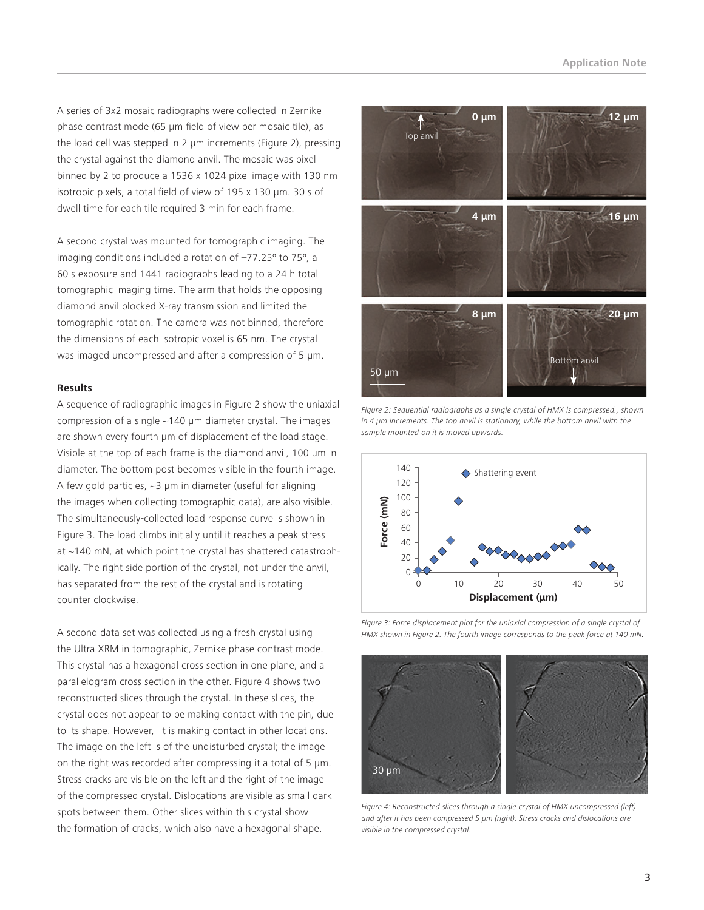A series of 3x2 mosaic radiographs were collected in Zernike phase contrast mode (65 µm field of view per mosaic tile), as the load cell was stepped in 2 µm increments (Figure 2), pressing the crystal against the diamond anvil. The mosaic was pixel binned by 2 to produce a 1536 x 1024 pixel image with 130 nm isotropic pixels, a total field of view of 195 x 130 µm. 30 s of dwell time for each tile required 3 min for each frame.

A second crystal was mounted for tomographic imaging. The imaging conditions included a rotation of −77.25° to 75°, a 60 s exposure and 1441 radiographs leading to a 24 h total tomographic imaging time. The arm that holds the opposing diamond anvil blocked X-ray transmission and limited the tomographic rotation. The camera was not binned, therefore the dimensions of each isotropic voxel is 65 nm. The crystal was imaged uncompressed and after a compression of 5 µm.

**Results**

A sequence of radiographic images in Figure 2 show the uniaxial compression of a single ~140 µm diameter crystal. The images are shown every fourth µm of displacement of the load stage. Visible at the top of each frame is the diamond anvil, 100 µm in diameter. The bottom post becomes visible in the fourth image. A few gold particles, ~3 µm in diameter (useful for aligning the images when collecting tomographic data), are also visible. The simultaneously-collected load response curve is shown in Figure 3. The load climbs initially until it reaches a peak stress at ~140 mN, at which point the crystal has shattered catastrophically. The right side portion of the crystal, not under the anvil, has separated from the rest of the crystal and is rotating counter clockwise.

A second data set was collected using a fresh crystal using the Ultra XRM in tomographic, Zernike phase contrast mode. This crystal has a hexagonal cross section in one plane, and a parallelogram cross section in the other. Figure 4 shows two reconstructed slices through the crystal. In these slices, the crystal does not appear to be making contact with the pin, due to its shape. However, it is making contact in other locations. The image on the left is of the undisturbed crystal; the image on the right was recorded after compressing it a total of 5 µm. Stress cracks are visible on the left and the right of the image of the compressed crystal. Dislocations are visible as small dark spots between them. Other slices within this crystal show the formation of cracks, which also have a hexagonal shape.

*Figure 2: Sequential radiographs as a single crystal of HMX is compressed., shown in 4 µm increments. The top anvil is stationary, while the bottom anvil with the sample mounted on it is moved upwards.*

*Figure 3: Force displacement plot for the uniaxial compression of a single crystal of HMX shown in Figure 2. The fourth image corresponds to the peak force at 140 mN.*

*Figure 4: Reconstructed slices through a single crystal of HMX uncompressed (left) and after it has been compressed 5 µm (right). Stress cracks and dislocations are visible in the compressed crystal.*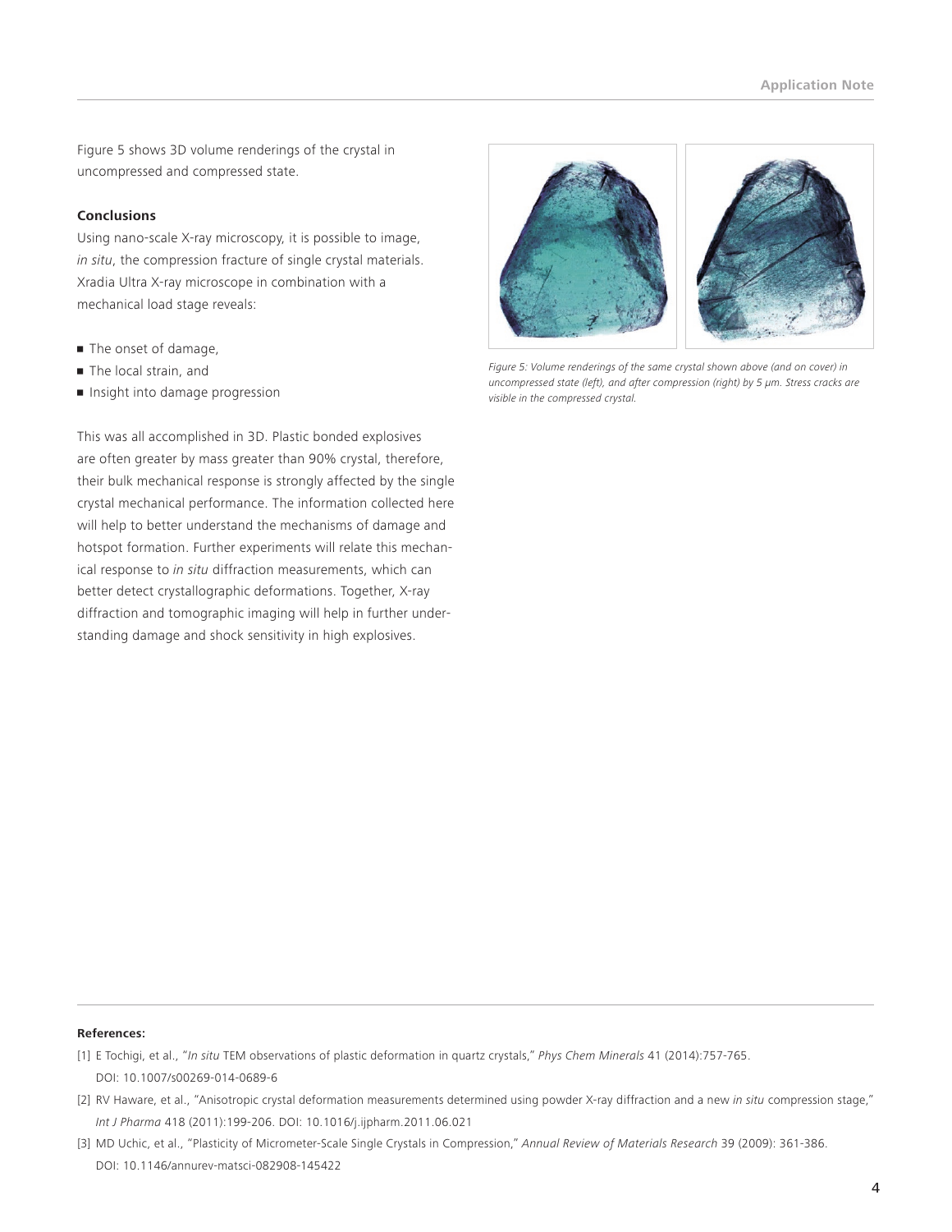Figure 5 shows 3D volume renderings of the crystal in uncompressed and compressed state.

**Conclusions**

Using nano-scale X-ray microscopy, it is possible to image, *in situ*, the compression fracture of single crystal materials. Xradia Ultra X-ray microscope in combination with a mechanical load stage reveals:

- The onset of damage,
- The local strain, and
- Insight into damage progression

This was all accomplished in 3D. Plastic bonded explosives are often greater by mass greater than 90% crystal, therefore, their bulk mechanical response is strongly affected by the single crystal mechanical performance. The information collected here will help to better understand the mechanisms of damage and hotspot formation. Further experiments will relate this mechanical response to *in situ* diffraction measurements, which can better detect crystallographic deformations. Together, X-ray diffraction and tomographic imaging will help in further understanding damage and shock sensitivity in high explosives.

*Figure 5: Volume renderings of the same crystal shown above (and on cover) in uncompressed state (left), and after compression (right) by 5 µm. Stress cracks are visible in the compressed crystal.*

**References:**

[1] E Tochigi, et al., "*In situ* TEM observations of plastic deformation in quartz crystals," *Phys Chem Minerals* 41 (2014):757-765. DOI: 10.1007/s00269-014-0689-6

[2] RV Haware, et al., "Anisotropic crystal deformation measurements determined using powder X-ray diffraction and a new *in situ* compression stage," *Int J Pharma* 418 (2011):199-206. DOI: 10.1016/j.ijpharm.2011.06.021

[3] MD Uchic, et al., "Plasticity of Micrometer-Scale Single Crystals in Compression," *Annual Review of Materials Research* 39 (2009): 361-386. DOI: 10.1146/annurev-matsci-082908-145422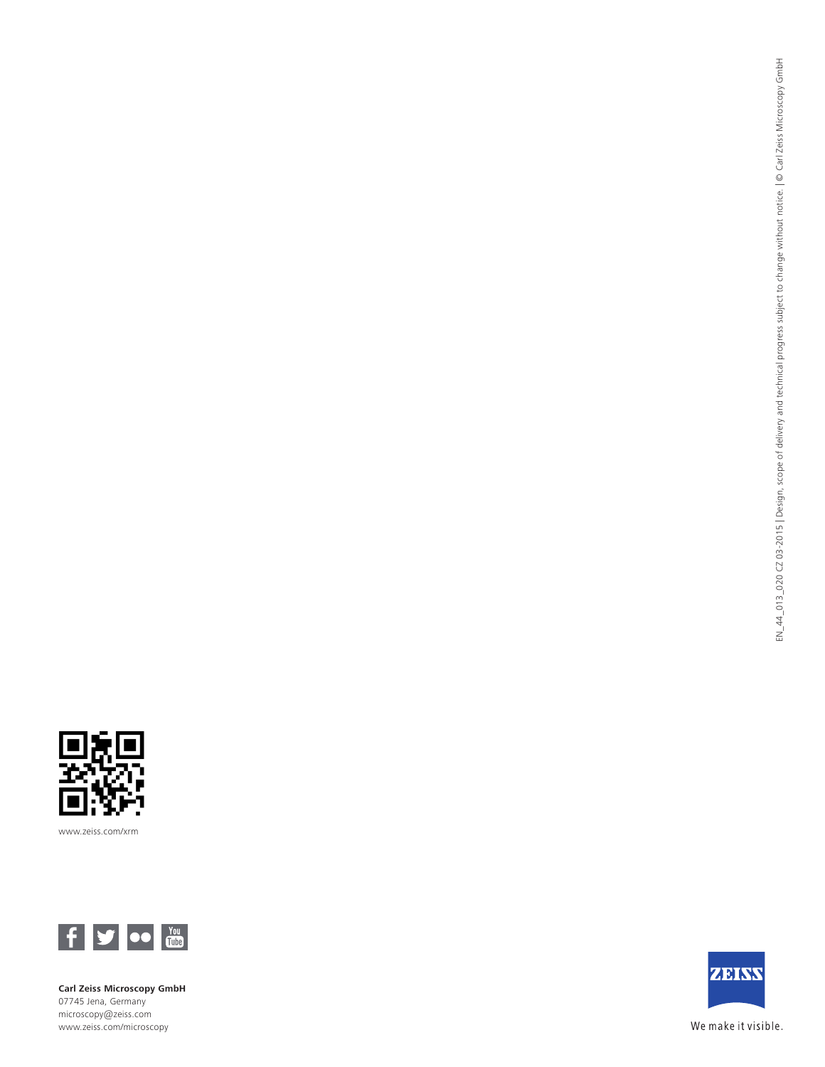EN_44_013_020 CZ 03-2015 | Design, scope of delivery and technical progress subject to change without notice. | © Carl Zeiss Microscopy GmbH

www.zeiss.com/xrm

**Carl Zeiss Microscopy GmbH**
07745 Jena, Germany
microscopy@zeiss.com
www.zeiss.com/microscopy

We make it visible.